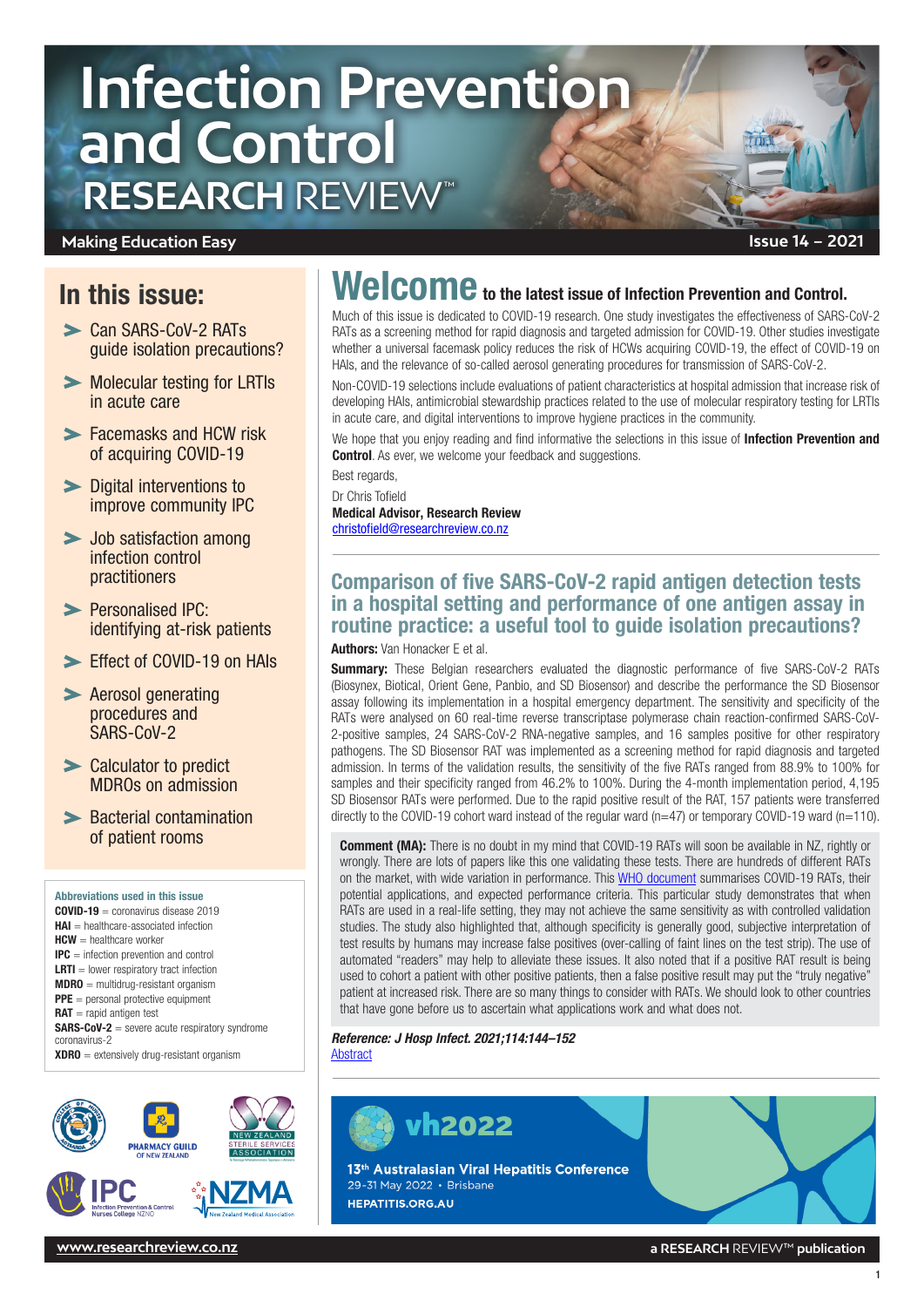# Infection Prevention and Control RESEARCH REVIEW™

**Making Education Easy**

**Issue 14 – 2021**

## In this issue:

- Can SARS-CoV-2 RATs guide isolation precautions?
- Molecular testing for LRTIs in acute care
- Facemasks and HCW risk of acquiring COVID-19
- Digital interventions to improve community IPC
- Job satisfaction among infection control practitioners
- Personalised IPC: identifying at-risk patients
- Effect of COVID-19 on HAIs
- Aerosol generating procedures and SARS-CoV-2
- Calculator to predict MDROs on admission
- Bacterial contamination of patient rooms

**Abbreviations used in this issue**

**COVID-19** = coronavirus disease 2019
**HAI** = healthcare-associated infection
**HCW** = healthcare worker
**IPC** = infection prevention and control
**LRTI** = lower respiratory tract infection
**MDRO** = multidrug-resistant organism
**PPE** = personal protective equipment
**RAT** = rapid antigen test
**SARS-CoV-2** = severe acute respiratory syndrome coronavirus-2
**XDRO** = extensively drug-resistant organism

# Welcome to the latest issue of Infection Prevention and Control.

Much of this issue is dedicated to COVID-19 research. One study investigates the effectiveness of SARS-CoV-2 RATs as a screening method for rapid diagnosis and targeted admission for COVID-19. Other studies investigate whether a universal facemask policy reduces the risk of HCWs acquiring COVID-19, the effect of COVID-19 on HAIs, and the relevance of so-called aerosol generating procedures for transmission of SARS-CoV-2.

Non-COVID-19 selections include evaluations of patient characteristics at hospital admission that increase risk of developing HAIs, antimicrobial stewardship practices related to the use of molecular respiratory testing for LRTIs in acute care, and digital interventions to improve hygiene practices in the community.

We hope that you enjoy reading and find informative the selections in this issue of **Infection Prevention and Control**. As ever, we welcome your feedback and suggestions.

Best regards,

Dr Chris Tofield
**Medical Advisor, Research Review**
christofield@researchreview.co.nz

## Comparison of five SARS-CoV-2 rapid antigen detection tests in a hospital setting and performance of one antigen assay in routine practice: a useful tool to guide isolation precautions?

**Authors:** Van Honacker E et al.

**Summary:** These Belgian researchers evaluated the diagnostic performance of five SARS-CoV-2 RATs (Biosynex, Biotical, Orient Gene, Panbio, and SD Biosensor) and describe the performance the SD Biosensor assay following its implementation in a hospital emergency department. The sensitivity and specificity of the RATs were analysed on 60 real-time reverse transcriptase polymerase chain reaction-confirmed SARS-CoV-2-positive samples, 24 SARS-CoV-2 RNA-negative samples, and 16 samples positive for other respiratory pathogens. The SD Biosensor RAT was implemented as a screening method for rapid diagnosis and targeted admission. In terms of the validation results, the sensitivity of the five RATs ranged from 88.9% to 100% for samples and their specificity ranged from 46.2% to 100%. During the 4-month implementation period, 4,195 SD Biosensor RATs were performed. Due to the rapid positive result of the RAT, 157 patients were transferred directly to the COVID-19 cohort ward instead of the regular ward (n=47) or temporary COVID-19 ward (n=110).

**Comment (MA):** There is no doubt in my mind that COVID-19 RATs will soon be available in NZ, rightly or wrongly. There are lots of papers like this one validating these tests. There are hundreds of different RATs on the market, with wide variation in performance. This WHO document summarises COVID-19 RATs, their potential applications, and expected performance criteria. This particular study demonstrates that when RATs are used in a real-life setting, they may not achieve the same sensitivity as with controlled validation studies. The study also highlighted that, although specificity is generally good, subjective interpretation of test results by humans may increase false positives (over-calling of faint lines on the test strip). The use of automated "readers" may help to alleviate these issues. It also noted that if a positive RAT result is being used to cohort a patient with other positive patients, then a false positive result may put the "truly negative" patient at increased risk. There are so many things to consider with RATs. We should look to other countries that have gone before us to ascertain what applications work and what does not.

***Reference: J Hosp Infect. 2021;114:144–152***
Abstract

**vh2022**
13th Australasian Viral Hepatitis Conference
29-31 May 2022 • Brisbane
HEPATITIS.ORG.AU

www.researchreview.co.nz

a RESEARCH REVIEW™ publication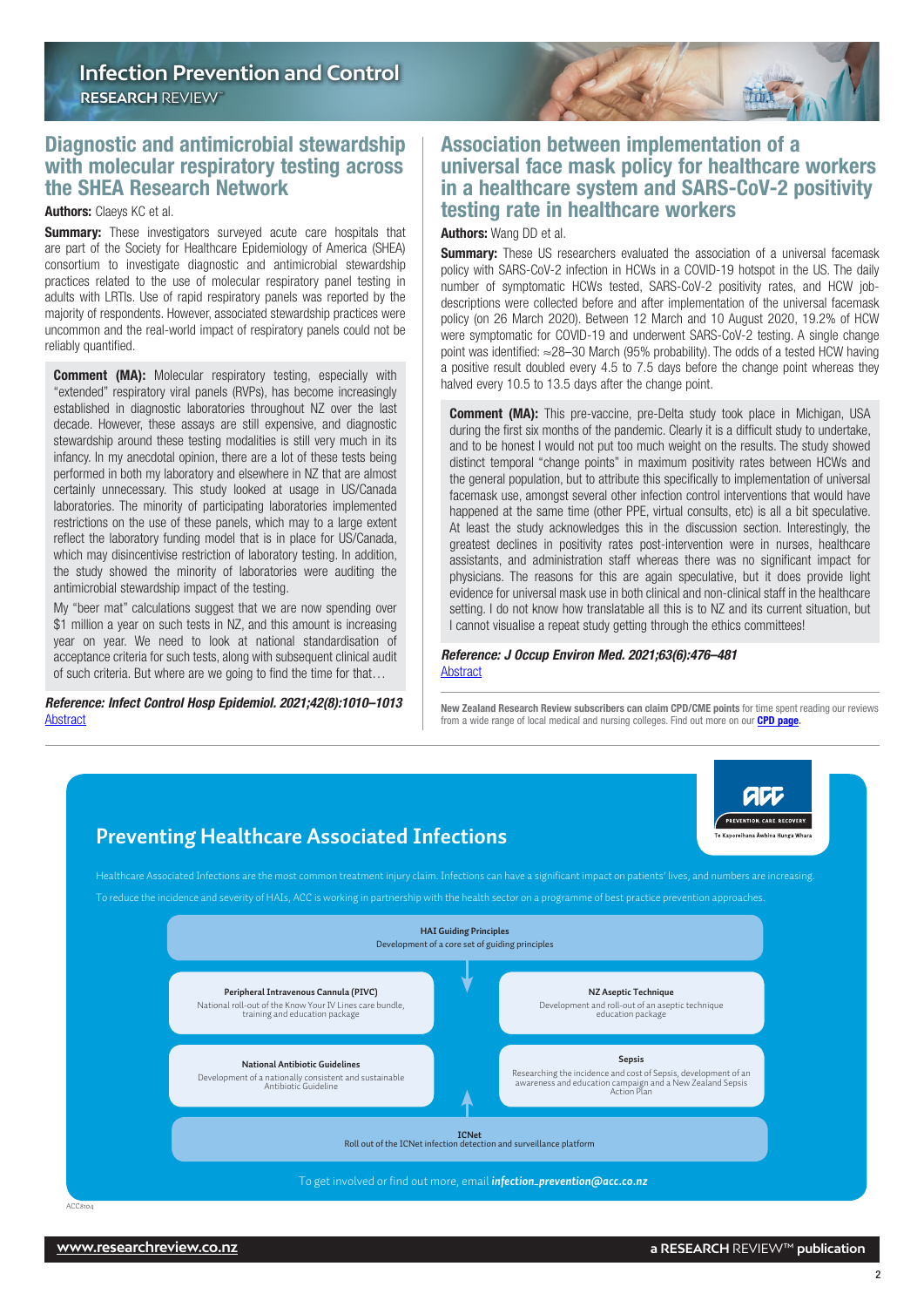## Diagnostic and antimicrobial stewardship with molecular respiratory testing across the SHEA Research Network

**Authors:** Claeys KC et al.

**Summary:** These investigators surveyed acute care hospitals that are part of the Society for Healthcare Epidemiology of America (SHEA) consortium to investigate diagnostic and antimicrobial stewardship practices related to the use of molecular respiratory panel testing in adults with LRTIs. Use of rapid respiratory panels was reported by the majority of respondents. However, associated stewardship practices were uncommon and the real-world impact of respiratory panels could not be reliably quantified.

**Comment (MA):** Molecular respiratory testing, especially with "extended" respiratory viral panels (RVPs), has become increasingly established in diagnostic laboratories throughout NZ over the last decade. However, these assays are still expensive, and diagnostic stewardship around these testing modalities is still very much in its infancy. In my anecdotal opinion, there are a lot of these tests being performed in both my laboratory and elsewhere in NZ that are almost certainly unnecessary. This study looked at usage in US/Canada laboratories. The minority of participating laboratories implemented restrictions on the use of these panels, which may to a large extent reflect the laboratory funding model that is in place for US/Canada, which may disincentivise restriction of laboratory testing. In addition, the study showed the minority of laboratories were auditing the antimicrobial stewardship impact of the testing.

My "beer mat" calculations suggest that we are now spending over $1 million a year on such tests in NZ, and this amount is increasing year on year. We need to look at national standardisation of acceptance criteria for such tests, along with subsequent clinical audit of such criteria. But where are we going to find the time for that…

***Reference: Infect Control Hosp Epidemiol. 2021;42(8):1010–1013***
[Abstract]

## Association between implementation of a universal face mask policy for healthcare workers in a healthcare system and SARS-CoV-2 positivity testing rate in healthcare workers

**Authors:** Wang DD et al.

**Summary:** These US researchers evaluated the association of a universal facemask policy with SARS-CoV-2 infection in HCWs in a COVID-19 hotspot in the US. The daily number of symptomatic HCWs tested, SARS-CoV-2 positivity rates, and HCW job-descriptions were collected before and after implementation of the universal facemask policy (on 26 March 2020). Between 12 March and 10 August 2020, 19.2% of HCW were symptomatic for COVID-19 and underwent SARS-CoV-2 testing. A single change point was identified: ≈28–30 March (95% probability). The odds of a tested HCW having a positive result doubled every 4.5 to 7.5 days before the change point whereas they halved every 10.5 to 13.5 days after the change point.

**Comment (MA):** This pre-vaccine, pre-Delta study took place in Michigan, USA during the first six months of the pandemic. Clearly it is a difficult study to undertake, and to be honest I would not put too much weight on the results. The study showed distinct temporal "change points" in maximum positivity rates between HCWs and the general population, but to attribute this specifically to implementation of universal facemask use, amongst several other infection control interventions that would have happened at the same time (other PPE, virtual consults, etc) is all a bit speculative. At least the study acknowledges this in the discussion section. Interestingly, the greatest declines in positivity rates post-intervention were in nurses, healthcare assistants, and administration staff whereas there was no significant impact for physicians. The reasons for this are again speculative, but it does provide light evidence for universal mask use in both clinical and non-clinical staff in the healthcare setting. I do not know how translatable all this is to NZ and its current situation, but I cannot visualise a repeat study getting through the ethics committees!

***Reference: J Occup Environ Med. 2021;63(6):476–481***
[Abstract]

**New Zealand Research Review subscribers can claim CPD/CME points** for time spent reading our reviews from a wide range of local medical and nursing colleges. Find out more on our **CPD page**.

## Preventing Healthcare Associated Infections

ACC — PREVENTION. CARE. RECOVERY. Te Kaporeihana Āwhina Hunga Whara

Healthcare Associated Infections are the most common treatment injury claim. Infections can have a significant impact on patients' lives, and numbers are increasing.

To reduce the incidence and severity of HAIs, ACC is working in partnership with the health sector on a programme of best practice prevention approaches.

**HAI Guiding Principles**
Development of a core set of guiding principles

**Peripheral Intravenous Cannula (PIVC)**
National roll-out of the Know Your IV Lines care bundle, training and education package

**NZ Aseptic Technique**
Development and roll-out of an aseptic technique education package

**National Antibiotic Guidelines**
Development of a nationally consistent and sustainable Antibiotic Guideline

**Sepsis**
Researching the incidence and cost of Sepsis, development of an awareness and education campaign and a New Zealand Sepsis Action Plan

**ICNet**
Roll out of the ICNet infection detection and surveillance platform

To get involved or find out more, email ***infection.prevention@acc.co.nz***

ACC8104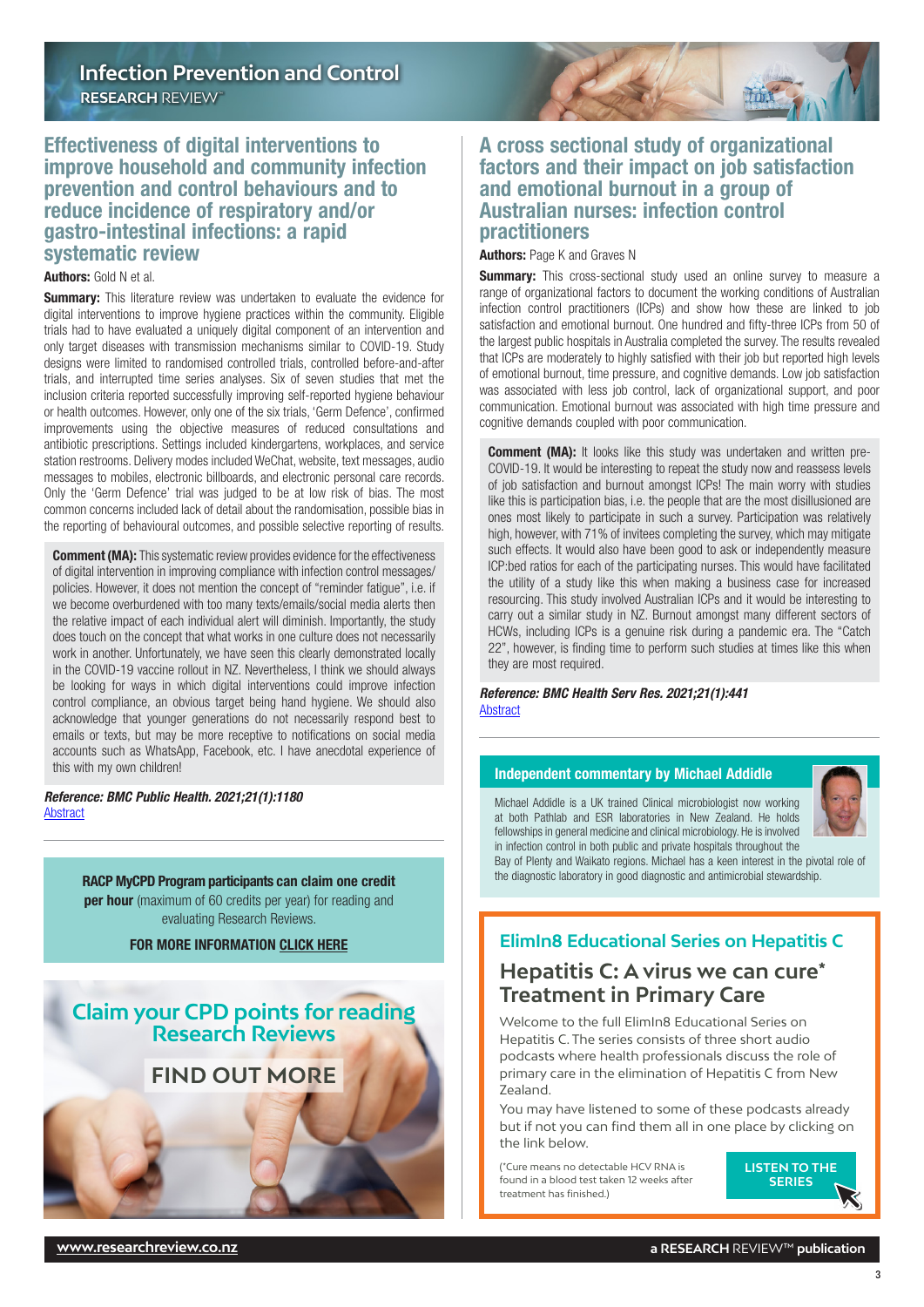## Effectiveness of digital interventions to improve household and community infection prevention and control behaviours and to reduce incidence of respiratory and/or gastro-intestinal infections: a rapid systematic review

**Authors:** Gold N et al.

**Summary:** This literature review was undertaken to evaluate the evidence for digital interventions to improve hygiene practices within the community. Eligible trials had to have evaluated a uniquely digital component of an intervention and only target diseases with transmission mechanisms similar to COVID-19. Study designs were limited to randomised controlled trials, controlled before-and-after trials, and interrupted time series analyses. Six of seven studies that met the inclusion criteria reported successfully improving self-reported hygiene behaviour or health outcomes. However, only one of the six trials, 'Germ Defence', confirmed improvements using the objective measures of reduced consultations and antibiotic prescriptions. Settings included kindergartens, workplaces, and service station restrooms. Delivery modes included WeChat, website, text messages, audio messages to mobiles, electronic billboards, and electronic personal care records. Only the 'Germ Defence' trial was judged to be at low risk of bias. The most common concerns included lack of detail about the randomisation, possible bias in the reporting of behavioural outcomes, and possible selective reporting of results.

**Comment (MA):** This systematic review provides evidence for the effectiveness of digital intervention in improving compliance with infection control messages/policies. However, it does not mention the concept of "reminder fatigue", i.e. if we become overburdened with too many texts/emails/social media alerts then the relative impact of each individual alert will diminish. Importantly, the study does touch on the concept that what works in one culture does not necessarily work in another. Unfortunately, we have seen this clearly demonstrated locally in the COVID-19 vaccine rollout in NZ. Nevertheless, I think we should always be looking for ways in which digital interventions could improve infection control compliance, an obvious target being hand hygiene. We should also acknowledge that younger generations do not necessarily respond best to emails or texts, but may be more receptive to notifications on social media accounts such as WhatsApp, Facebook, etc. I have anecdotal experience of this with my own children!

***Reference: BMC Public Health. 2021;21(1):1180***
Abstract

**RACP MyCPD Program participants can claim one credit per hour** (maximum of 60 credits per year) for reading and evaluating Research Reviews.

**FOR MORE INFORMATION CLICK HERE**

Claim your CPD points for reading Research Reviews

FIND OUT MORE

## A cross sectional study of organizational factors and their impact on job satisfaction and emotional burnout in a group of Australian nurses: infection control practitioners

**Authors:** Page K and Graves N

**Summary:** This cross-sectional study used an online survey to measure a range of organizational factors to document the working conditions of Australian infection control practitioners (ICPs) and show how these are linked to job satisfaction and emotional burnout. One hundred and fifty-three ICPs from 50 of the largest public hospitals in Australia completed the survey. The results revealed that ICPs are moderately to highly satisfied with their job but reported high levels of emotional burnout, time pressure, and cognitive demands. Low job satisfaction was associated with less job control, lack of organizational support, and poor communication. Emotional burnout was associated with high time pressure and cognitive demands coupled with poor communication.

**Comment (MA):** It looks like this study was undertaken and written pre-COVID-19. It would be interesting to repeat the study now and reassess levels of job satisfaction and burnout amongst ICPs! The main worry with studies like this is participation bias, i.e. the people that are the most disillusioned are ones most likely to participate in such a survey. Participation was relatively high, however, with 71% of invitees completing the survey, which may mitigate such effects. It would also have been good to ask or independently measure ICP:bed ratios for each of the participating nurses. This would have facilitated the utility of a study like this when making a business case for increased resourcing. This study involved Australian ICPs and it would be interesting to carry out a similar study in NZ. Burnout amongst many different sectors of HCWs, including ICPs is a genuine risk during a pandemic era. The "Catch 22", however, is finding time to perform such studies at times like this when they are most required.

***Reference: BMC Health Serv Res. 2021;21(1):441***
Abstract

### Independent commentary by Michael Addidle

Michael Addidle is a UK trained Clinical microbiologist now working at both Pathlab and ESR laboratories in New Zealand. He holds fellowships in general medicine and clinical microbiology. He is involved in infection control in both public and private hospitals throughout the Bay of Plenty and Waikato regions. Michael has a keen interest in the pivotal role of the diagnostic laboratory in good diagnostic and antimicrobial stewardship.

### ElimIn8 Educational Series on Hepatitis C

## Hepatitis C: A virus we can cure* Treatment in Primary Care

Welcome to the full ElimIn8 Educational Series on Hepatitis C. The series consists of three short audio podcasts where health professionals discuss the role of primary care in the elimination of Hepatitis C from New Zealand.

You may have listened to some of these podcasts already but if not you can find them all in one place by clicking on the link below.

(*Cure means no detectable HCV RNA is found in a blood test taken 12 weeks after treatment has finished.)

LISTEN TO THE SERIES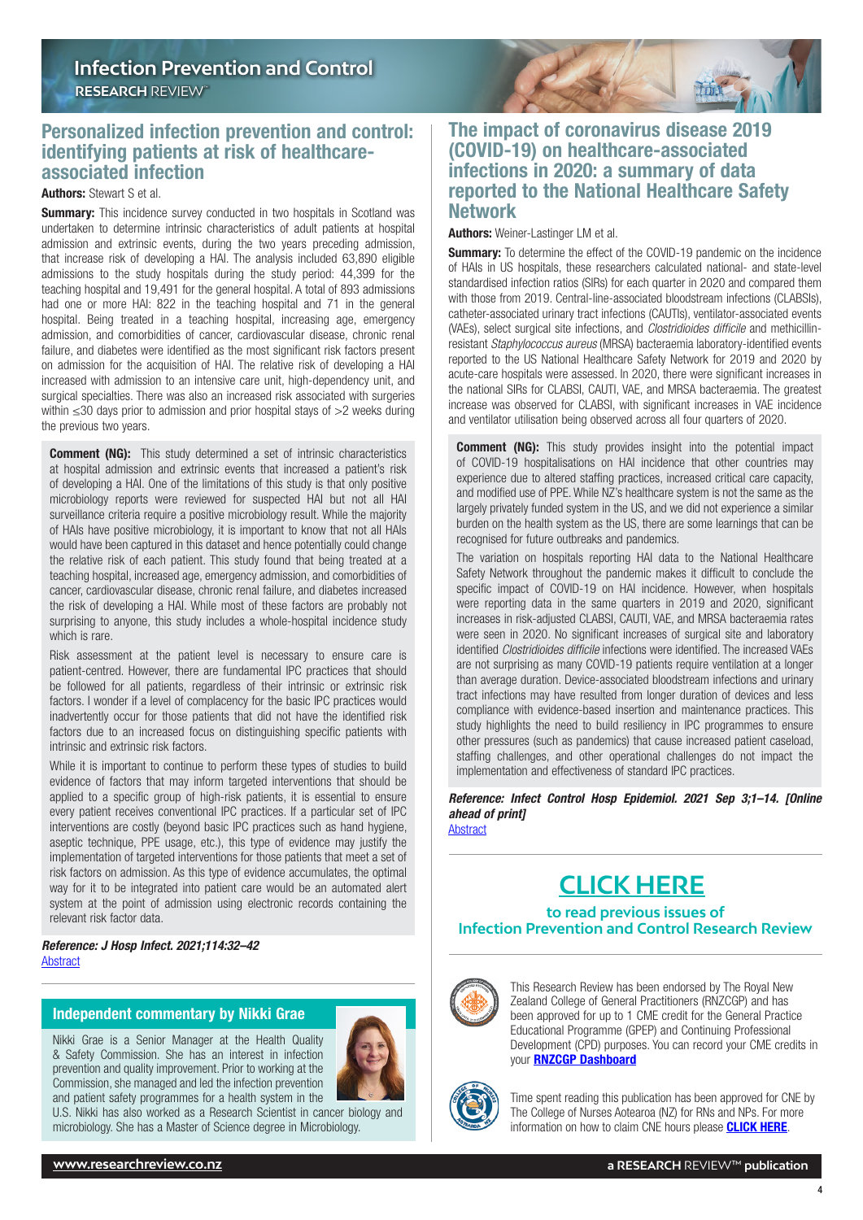## Personalized infection prevention and control: identifying patients at risk of healthcare-associated infection

**Authors:** Stewart S et al.

**Summary:** This incidence survey conducted in two hospitals in Scotland was undertaken to determine intrinsic characteristics of adult patients at hospital admission and extrinsic events, during the two years preceding admission, that increase risk of developing a HAI. The analysis included 63,890 eligible admissions to the study hospitals during the study period: 44,399 for the teaching hospital and 19,491 for the general hospital. A total of 893 admissions had one or more HAI: 822 in the teaching hospital and 71 in the general hospital. Being treated in a teaching hospital, increasing age, emergency admission, and comorbidities of cancer, cardiovascular disease, chronic renal failure, and diabetes were identified as the most significant risk factors present on admission for the acquisition of HAI. The relative risk of developing a HAI increased with admission to an intensive care unit, high-dependency unit, and surgical specialties. There was also an increased risk associated with surgeries within ≤30 days prior to admission and prior hospital stays of >2 weeks during the previous two years.

**Comment (NG):** This study determined a set of intrinsic characteristics at hospital admission and extrinsic events that increased a patient's risk of developing a HAI. One of the limitations of this study is that only positive microbiology reports were reviewed for suspected HAI but not all HAI surveillance criteria require a positive microbiology result. While the majority of HAIs have positive microbiology, it is important to know that not all HAIs would have been captured in this dataset and hence potentially could change the relative risk of each patient. This study found that being treated at a teaching hospital, increased age, emergency admission, and comorbidities of cancer, cardiovascular disease, chronic renal failure, and diabetes increased the risk of developing a HAI. While most of these factors are probably not surprising to anyone, this study includes a whole-hospital incidence study which is rare.

Risk assessment at the patient level is necessary to ensure care is patient-centred. However, there are fundamental IPC practices that should be followed for all patients, regardless of their intrinsic or extrinsic risk factors. I wonder if a level of complacency for the basic IPC practices would inadvertently occur for those patients that did not have the identified risk factors due to an increased focus on distinguishing specific patients with intrinsic and extrinsic risk factors.

While it is important to continue to perform these types of studies to build evidence of factors that may inform targeted interventions that should be applied to a specific group of high-risk patients, it is essential to ensure every patient receives conventional IPC practices. If a particular set of IPC interventions are costly (beyond basic IPC practices such as hand hygiene, aseptic technique, PPE usage, etc.), this type of evidence may justify the implementation of targeted interventions for those patients that meet a set of risk factors on admission. As this type of evidence accumulates, the optimal way for it to be integrated into patient care would be an automated alert system at the point of admission using electronic records containing the relevant risk factor data.

***Reference:** J Hosp Infect. 2021;114:32–42*
[Abstract]

### Independent commentary by Nikki Grae

Nikki Grae is a Senior Manager at the Health Quality & Safety Commission. She has an interest in infection prevention and quality improvement. Prior to working at the Commission, she managed and led the infection prevention and patient safety programmes for a health system in the U.S. Nikki has also worked as a Research Scientist in cancer biology and microbiology. She has a Master of Science degree in Microbiology.

## The impact of coronavirus disease 2019 (COVID-19) on healthcare-associated infections in 2020: a summary of data reported to the National Healthcare Safety Network

**Authors:** Weiner-Lastinger LM et al.

**Summary:** To determine the effect of the COVID-19 pandemic on the incidence of HAIs in US hospitals, these researchers calculated national- and state-level standardised infection ratios (SIRs) for each quarter in 2020 and compared them with those from 2019. Central-line-associated bloodstream infections (CLABSIs), catheter-associated urinary tract infections (CAUTIs), ventilator-associated events (VAEs), select surgical site infections, and *Clostridioides difficile* and methicillin-resistant *Staphylococcus aureus* (MRSA) bacteraemia laboratory-identified events reported to the US National Healthcare Safety Network for 2019 and 2020 by acute-care hospitals were assessed. In 2020, there were significant increases in the national SIRs for CLABSI, CAUTI, VAE, and MRSA bacteraemia. The greatest increase was observed for CLABSI, with significant increases in VAE incidence and ventilator utilisation being observed across all four quarters of 2020.

**Comment (NG):** This study provides insight into the potential impact of COVID-19 hospitalisations on HAI incidence that other countries may experience due to altered staffing practices, increased critical care capacity, and modified use of PPE. While NZ's healthcare system is not the same as the largely privately funded system in the US, and we did not experience a similar burden on the health system as the US, there are some learnings that can be recognised for future outbreaks and pandemics.

The variation on hospitals reporting HAI data to the National Healthcare Safety Network throughout the pandemic makes it difficult to conclude the specific impact of COVID-19 on HAI incidence. However, when hospitals were reporting data in the same quarters in 2019 and 2020, significant increases in risk-adjusted CLABSI, CAUTI, VAE, and MRSA bacteraemia rates were seen in 2020. No significant increases of surgical site and laboratory identified *Clostridioides difficile* infections were identified. The increased VAEs are not surprising as many COVID-19 patients require ventilation at a longer than average duration. Device-associated bloodstream infections and urinary tract infections may have resulted from longer duration of devices and less compliance with evidence-based insertion and maintenance practices. This study highlights the need to build resiliency in IPC programmes to ensure other pressures (such as pandemics) that cause increased patient caseload, staffing challenges, and other operational challenges do not impact the implementation and effectiveness of standard IPC practices.

***Reference:** Infect Control Hosp Epidemiol. 2021 Sep 3;1–14. [Online ahead of print]*
[Abstract]

## CLICK HERE

**to read previous issues of Infection Prevention and Control Research Review**

This Research Review has been endorsed by The Royal New Zealand College of General Practitioners (RNZCGP) and has been approved for up to 1 CME credit for the General Practice Educational Programme (GPEP) and Continuing Professional Development (CPD) purposes. You can record your CME credits in your **RNZCGP Dashboard**

Time spent reading this publication has been approved for CNE by The College of Nurses Aotearoa (NZ) for RNs and NPs. For more information on how to claim CNE hours please **CLICK HERE**.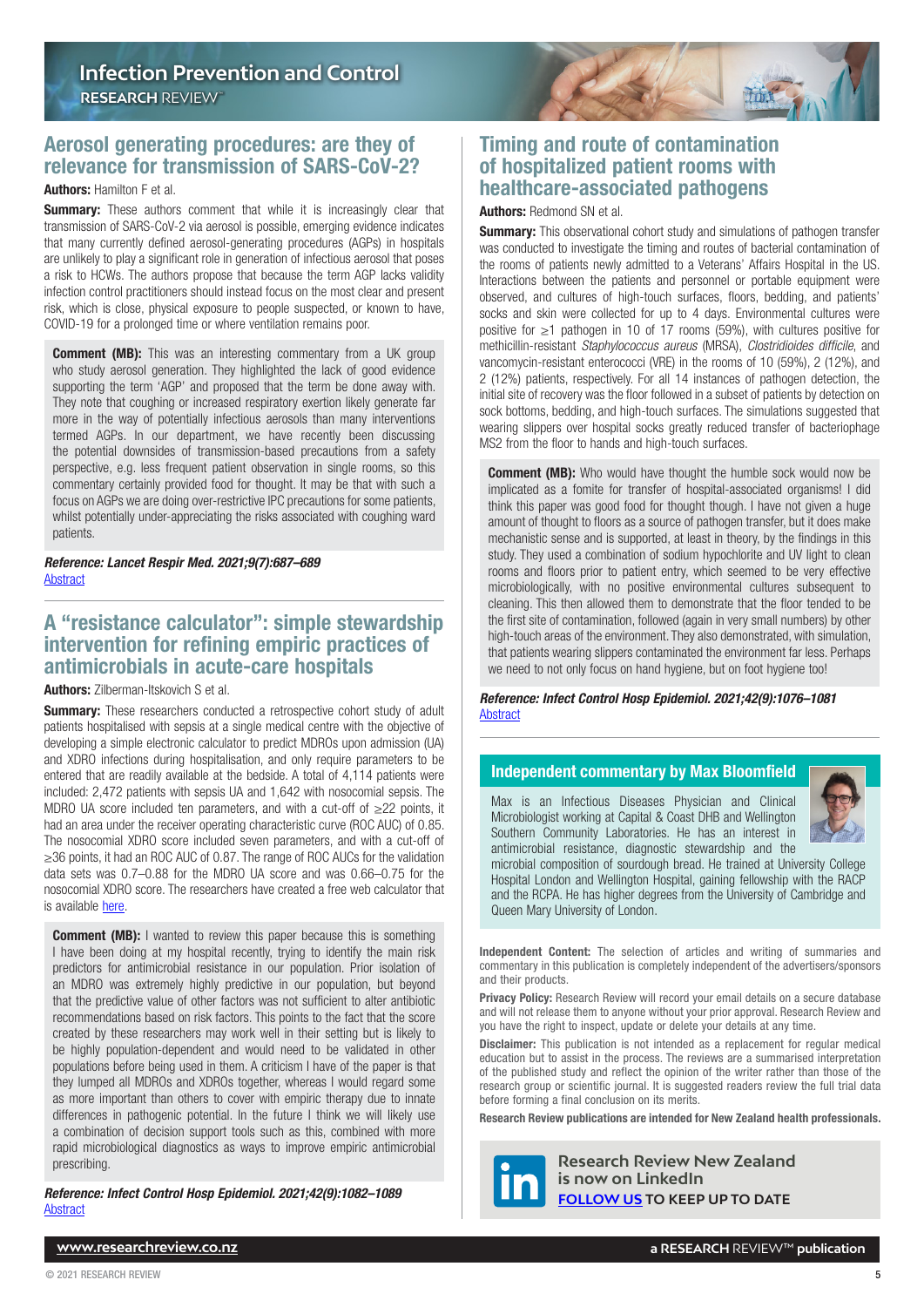## Aerosol generating procedures: are they of relevance for transmission of SARS-CoV-2?

**Authors:** Hamilton F et al.

**Summary:** These authors comment that while it is increasingly clear that transmission of SARS-CoV-2 via aerosol is possible, emerging evidence indicates that many currently defined aerosol-generating procedures (AGPs) in hospitals are unlikely to play a significant role in generation of infectious aerosol that poses a risk to HCWs. The authors propose that because the term AGP lacks validity infection control practitioners should instead focus on the most clear and present risk, which is close, physical exposure to people suspected, or known to have, COVID-19 for a prolonged time or where ventilation remains poor.

**Comment (MB):** This was an interesting commentary from a UK group who study aerosol generation. They highlighted the lack of good evidence supporting the term 'AGP' and proposed that the term be done away with. They note that coughing or increased respiratory exertion likely generate far more in the way of potentially infectious aerosols than many interventions termed AGPs. In our department, we have recently been discussing the potential downsides of transmission-based precautions from a safety perspective, e.g. less frequent patient observation in single rooms, so this commentary certainly provided food for thought. It may be that with such a focus on AGPs we are doing over-restrictive IPC precautions for some patients, whilst potentially under-appreciating the risks associated with coughing ward patients.

***Reference: Lancet Respir Med. 2021;9(7):687–689***
[Abstract]

## A "resistance calculator": simple stewardship intervention for refining empiric practices of antimicrobials in acute-care hospitals

**Authors:** Zilberman-Itskovich S et al.

**Summary:** These researchers conducted a retrospective cohort study of adult patients hospitalised with sepsis at a single medical centre with the objective of developing a simple electronic calculator to predict MDROs upon admission (UA) and XDRO infections during hospitalisation, and only require parameters to be entered that are readily available at the bedside. A total of 4,114 patients were included: 2,472 patients with sepsis UA and 1,642 with nosocomial sepsis. The MDRO UA score included ten parameters, and with a cut-off of ≥22 points, it had an area under the receiver operating characteristic curve (ROC AUC) of 0.85. The nosocomial XDRO score included seven parameters, and with a cut-off of ≥36 points, it had an ROC AUC of 0.87. The range of ROC AUCs for the validation data sets was 0.7–0.88 for the MDRO UA score and was 0.66–0.75 for the nosocomial XDRO score. The researchers have created a free web calculator that is available [here].

**Comment (MB):** I wanted to review this paper because this is something I have been doing at my hospital recently, trying to identify the main risk predictors for antimicrobial resistance in our population. Prior isolation of an MDRO was extremely highly predictive in our population, but beyond that the predictive value of other factors was not sufficient to alter antibiotic recommendations based on risk factors. This points to the fact that the score created by these researchers may work well in their setting but is likely to be highly population-dependent and would need to be validated in other populations before being used in them. A criticism I have of the paper is that they lumped all MDROs and XDROs together, whereas I would regard some as more important than others to cover with empiric therapy due to innate differences in pathogenic potential. In the future I think we will likely use a combination of decision support tools such as this, combined with more rapid microbiological diagnostics as ways to improve empiric antimicrobial prescribing.

***Reference: Infect Control Hosp Epidemiol. 2021;42(9):1082–1089***
[Abstract]

## Timing and route of contamination of hospitalized patient rooms with healthcare-associated pathogens

**Authors:** Redmond SN et al.

**Summary:** This observational cohort study and simulations of pathogen transfer was conducted to investigate the timing and routes of bacterial contamination of the rooms of patients newly admitted to a Veterans' Affairs Hospital in the US. Interactions between the patients and personnel or portable equipment were observed, and cultures of high-touch surfaces, floors, bedding, and patients' socks and skin were collected for up to 4 days. Environmental cultures were positive for ≥1 pathogen in 10 of 17 rooms (59%), with cultures positive for methicillin-resistant *Staphylococcus aureus* (MRSA), *Clostridioides difficile*, and vancomycin-resistant enterococci (VRE) in the rooms of 10 (59%), 2 (12%), and 2 (12%) patients, respectively. For all 14 instances of pathogen detection, the initial site of recovery was the floor followed in a subset of patients by detection on sock bottoms, bedding, and high-touch surfaces. The simulations suggested that wearing slippers over hospital socks greatly reduced transfer of bacteriophage MS2 from the floor to hands and high-touch surfaces.

**Comment (MB):** Who would have thought the humble sock would now be implicated as a fomite for transfer of hospital-associated organisms! I did think this paper was good food for thought though. I have not given a huge amount of thought to floors as a source of pathogen transfer, but it does make mechanistic sense and is supported, at least in theory, by the findings in this study. They used a combination of sodium hypochlorite and UV light to clean rooms and floors prior to patient entry, which seemed to be very effective microbiologically, with no positive environmental cultures subsequent to cleaning. This then allowed them to demonstrate that the floor tended to be the first site of contamination, followed (again in very small numbers) by other high-touch areas of the environment. They also demonstrated, with simulation, that patients wearing slippers contaminated the environment far less. Perhaps we need to not only focus on hand hygiene, but on foot hygiene too!

***Reference: Infect Control Hosp Epidemiol. 2021;42(9):1076–1081***
[Abstract]

### Independent commentary by Max Bloomfield

Max is an Infectious Diseases Physician and Clinical Microbiologist working at Capital & Coast DHB and Wellington Southern Community Laboratories. He has an interest in antimicrobial resistance, diagnostic stewardship and the microbial composition of sourdough bread. He trained at University College Hospital London and Wellington Hospital, gaining fellowship with the RACP and the RCPA. He has higher degrees from the University of Cambridge and Queen Mary University of London.

**Independent Content:** The selection of articles and writing of summaries and commentary in this publication is completely independent of the advertisers/sponsors and their products.

**Privacy Policy:** Research Review will record your email details on a secure database and will not release them to anyone without your prior approval. Research Review and you have the right to inspect, update or delete your details at any time.

**Disclaimer:** This publication is not intended as a replacement for regular medical education but to assist in the process. The reviews are a summarised interpretation of the published study and reflect the opinion of the writer rather than those of the research group or scientific journal. It is suggested readers review the full trial data before forming a final conclusion on its merits.

**Research Review publications are intended for New Zealand health professionals.**

**Research Review New Zealand is now on LinkedIn**
**FOLLOW US TO KEEP UP TO DATE**

www.researchreview.co.nz

a RESEARCH REVIEW™ publication

© 2021 RESEARCH REVIEW